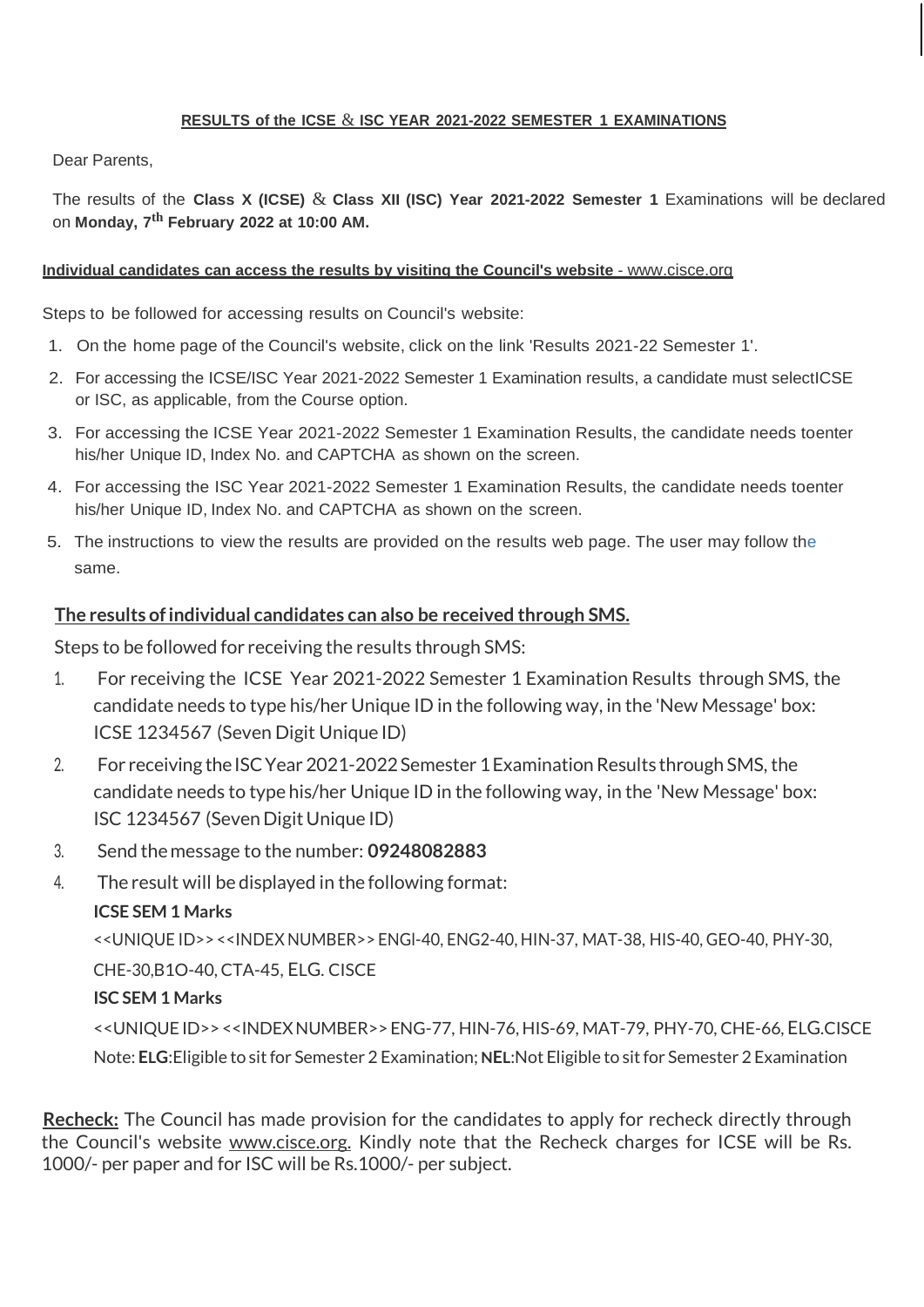**RESULTS of the ICSE & ISC YEAR 2021-2022 SEMESTER 1 EXAMINATIONS**

Dear Parents,

The results of the **Class X (ICSE)** & **Class XII (ISC) Year 2021-2022 Semester 1** Examinations will be declared on **Monday, 7th February 2022 at 10:00 AM.**

**Individual candidates can access the results by visiting the Council's website** - www.cisce.org

Steps to be followed for accessing results on Council's website:

1. On the home page of the Council's website, click on the link 'Results 2021-22 Semester 1'.
2. For accessing the ICSE/ISC Year 2021-2022 Semester 1 Examination results, a candidate must selectICSE or ISC, as applicable, from the Course option.
3. For accessing the ICSE Year 2021-2022 Semester 1 Examination Results, the candidate needs toenter his/her Unique ID, Index No. and CAPTCHA as shown on the screen.
4. For accessing the ISC Year 2021-2022 Semester 1 Examination Results, the candidate needs toenter his/her Unique ID, Index No. and CAPTCHA as shown on the screen.
5. The instructions to view the results are provided on the results web page. The user may follow the same.

**The results of individual candidates can also be received through SMS.**

Steps to be followed for receiving the results through SMS:

1. For receiving the ICSE Year 2021-2022 Semester 1 Examination Results through SMS, the candidate needs to type his/her Unique ID in the following way, in the 'New Message' box: ICSE 1234567 (Seven Digit Unique ID)
2. For receiving the ISC Year 2021-2022 Semester 1 Examination Results through SMS, the candidate needs to type his/her Unique ID in the following way, in the 'New Message' box: ISC 1234567 (Seven Digit Unique ID)
3. Send the message to the number: **09248082883**
4. The result will be displayed in the following format:

   **ICSE SEM 1 Marks**

   <<UNIQUE ID>> <<INDEX NUMBER>> ENGl-40, ENG2-40, HIN-37, MAT-38, HIS-40, GEO-40, PHY-30, CHE-30,B1O-40, CTA-45, ELG. CISCE

   **ISC SEM 1 Marks**

   <<UNIQUE ID>> <<INDEX NUMBER>> ENG-77, HIN-76, HIS-69, MAT-79, PHY-70, CHE-66, ELG.CISCE

   Note: **ELG**:Eligible to sit for Semester 2 Examination; **NEL**:Not Eligible to sit for Semester 2 Examination

**Recheck:** The Council has made provision for the candidates to apply for recheck directly through the Council's website www.cisce.org. Kindly note that the Recheck charges for ICSE will be Rs. 1000/- per paper and for ISC will be Rs.1000/- per subject.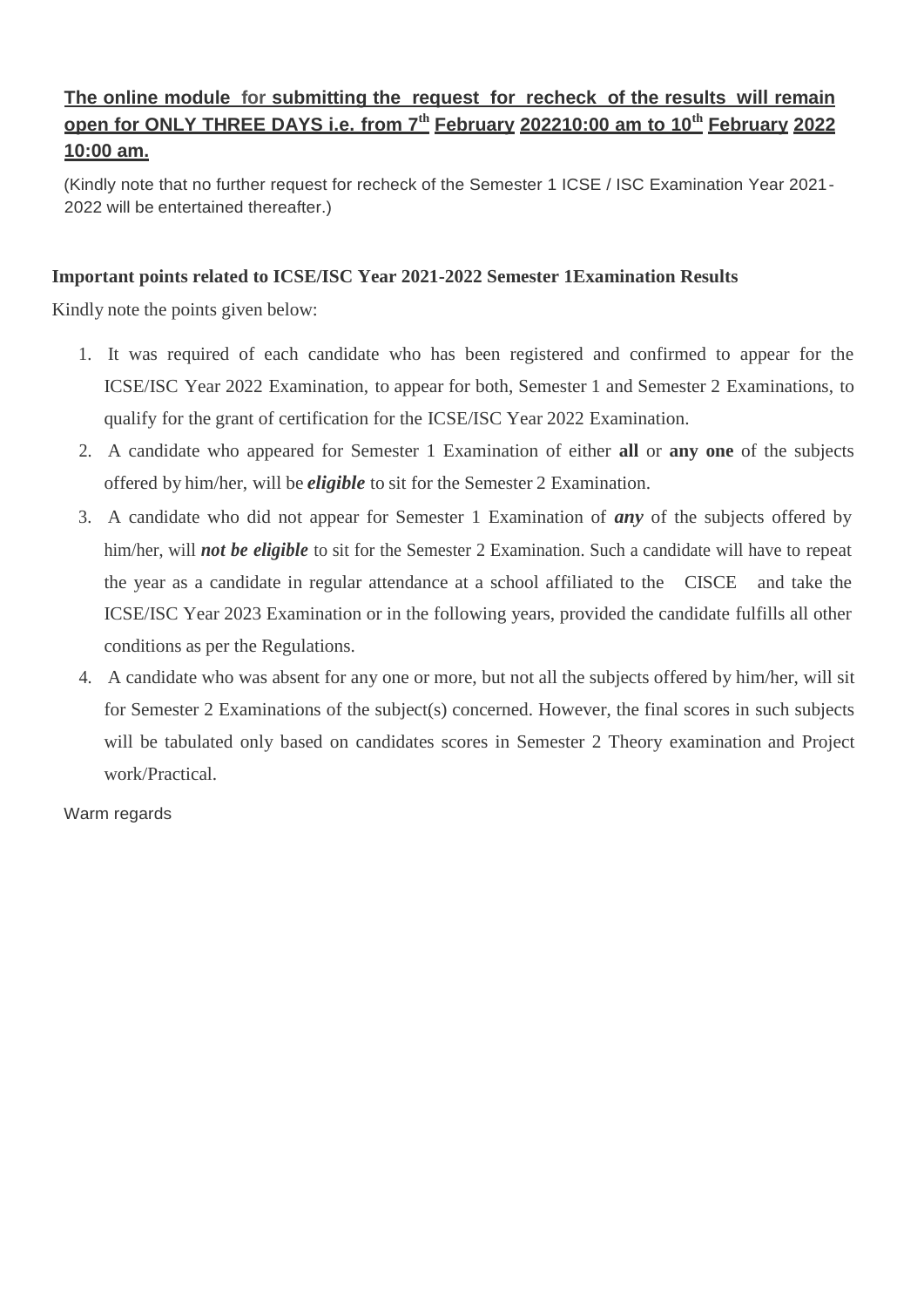**The online module for submitting the request for recheck of the results will remain open for ONLY THREE DAYS i.e. from 7th February 202210:00 am to 10th February 2022 10:00 am.**

(Kindly note that no further request for recheck of the Semester 1 ICSE / ISC Examination Year 2021-2022 will be entertained thereafter.)

**Important points related to ICSE/ISC Year 2021-2022 Semester 1Examination Results**

Kindly note the points given below:

1. It was required of each candidate who has been registered and confirmed to appear for the ICSE/ISC Year 2022 Examination, to appear for both, Semester 1 and Semester 2 Examinations, to qualify for the grant of certification for the ICSE/ISC Year 2022 Examination.
2. A candidate who appeared for Semester 1 Examination of either **all** or **any one** of the subjects offered by him/her, will be ***eligible*** to sit for the Semester 2 Examination.
3. A candidate who did not appear for Semester 1 Examination of ***any*** of the subjects offered by him/her, will ***not be eligible*** to sit for the Semester 2 Examination. Such a candidate will have to repeat the year as a candidate in regular attendance at a school affiliated to the CISCE and take the ICSE/ISC Year 2023 Examination or in the following years, provided the candidate fulfills all other conditions as per the Regulations.
4. A candidate who was absent for any one or more, but not all the subjects offered by him/her, will sit for Semester 2 Examinations of the subject(s) concerned. However, the final scores in such subjects will be tabulated only based on candidates scores in Semester 2 Theory examination and Project work/Practical.

Warm regards